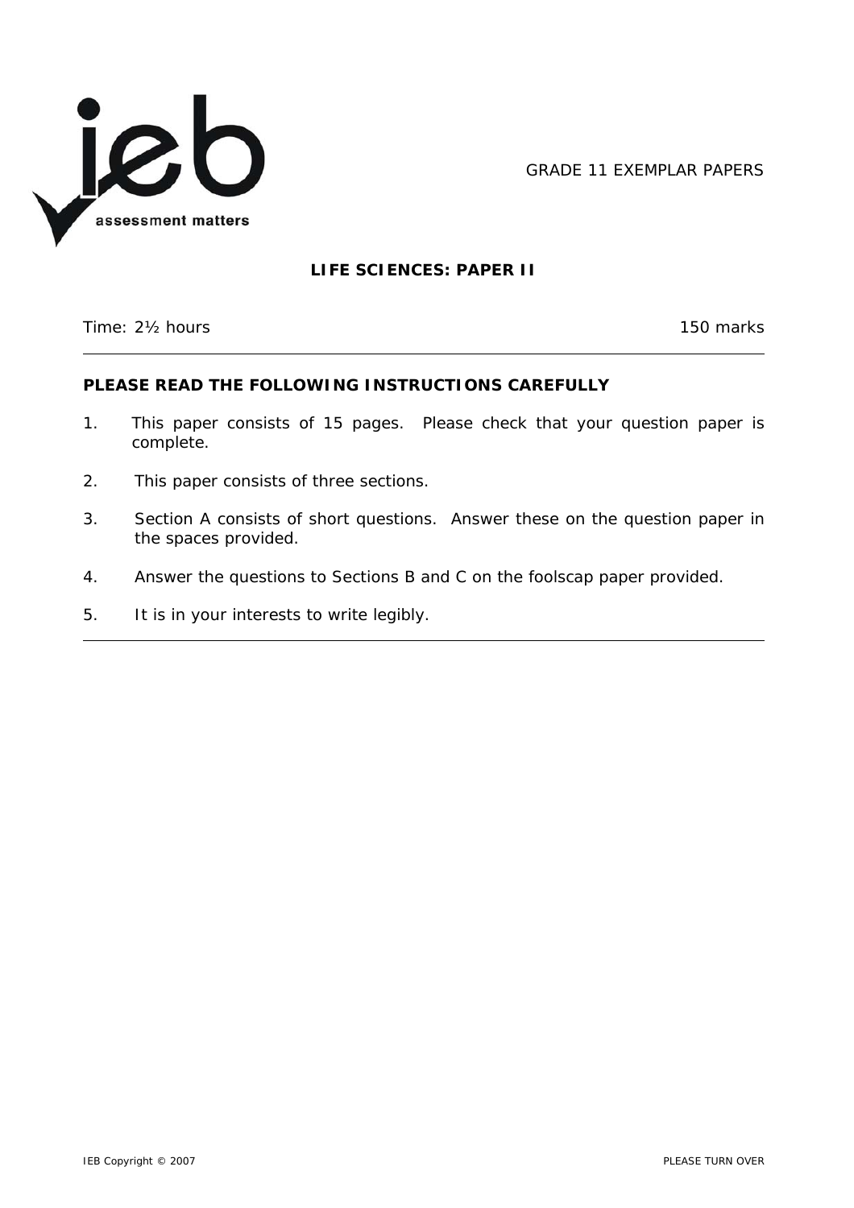GRADE 11 EXEMPLAR PAPERS

# LIFE SCIENCES: PAPER II

Time: 2½ hours | 150 marks

**PLEASE READ THE FOLLOWING INSTRUCTIONS CAREFULLY**

1. This paper consists of 15 pages. Please check that your question paper is complete.
2. This paper consists of three sections.
3. Section A consists of short questions. Answer these on the question paper in the spaces provided.
4. Answer the questions to Sections B and C on the foolscap paper provided.
5. It is in your interests to write legibly.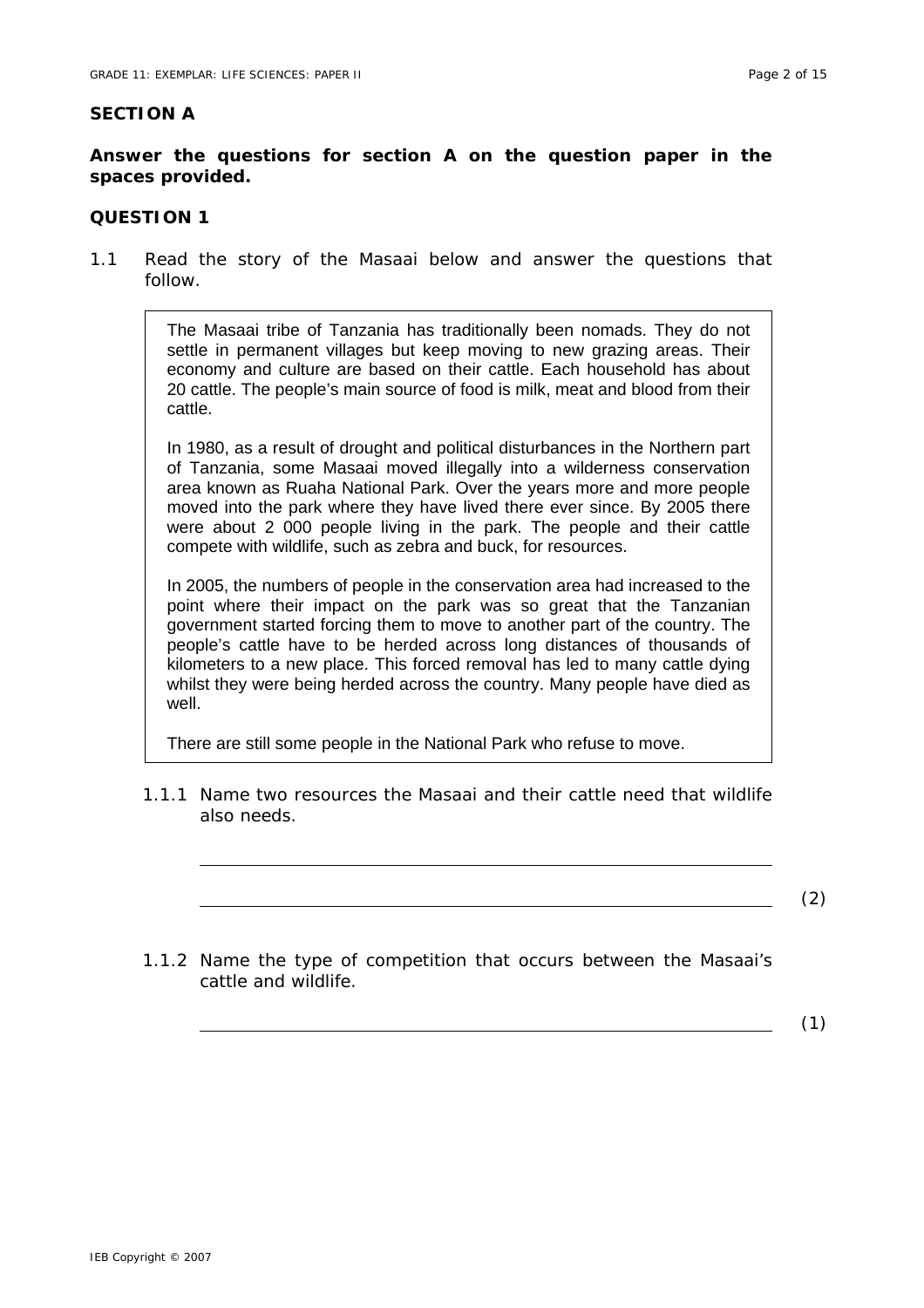## SECTION A

**Answer the questions for section A on the question paper in the spaces provided.**

## QUESTION 1

1.1 Read the story of the Masaai below and answer the questions that follow.

> The Masaai tribe of Tanzania has traditionally been nomads. They do not settle in permanent villages but keep moving to new grazing areas. Their economy and culture are based on their cattle. Each household has about 20 cattle. The people's main source of food is milk, meat and blood from their cattle.
>
> In 1980, as a result of drought and political disturbances in the Northern part of Tanzania, some Masaai moved illegally into a wilderness conservation area known as Ruaha National Park. Over the years more and more people moved into the park where they have lived there ever since. By 2005 there were about 2 000 people living in the park. The people and their cattle compete with wildlife, such as zebra and buck, for resources.
>
> In 2005, the numbers of people in the conservation area had increased to the point where their impact on the park was so great that the Tanzanian government started forcing them to move to another part of the country. The people's cattle have to be herded across long distances of thousands of kilometers to a new place. This forced removal has led to many cattle dying whilst they were being herded across the country. Many people have died as well.
>
> There are still some people in the National Park who refuse to move.

1.1.1 Name two resources the Masaai and their cattle need that wildlife also needs.

\_\_\_\_\_\_\_\_\_\_\_\_\_\_\_\_\_\_\_\_\_\_\_\_\_\_\_\_\_\_\_\_\_\_\_\_\_\_\_\_\_\_\_\_

\_\_\_\_\_\_\_\_\_\_\_\_\_\_\_\_\_\_\_\_\_\_\_\_\_\_\_\_\_\_\_\_\_\_\_\_\_\_\_\_\_\_\_\_ (2)

1.1.2 Name the type of competition that occurs between the Masaai's cattle and wildlife.

\_\_\_\_\_\_\_\_\_\_\_\_\_\_\_\_\_\_\_\_\_\_\_\_\_\_\_\_\_\_\_\_\_\_\_\_\_\_\_\_\_\_\_\_ (1)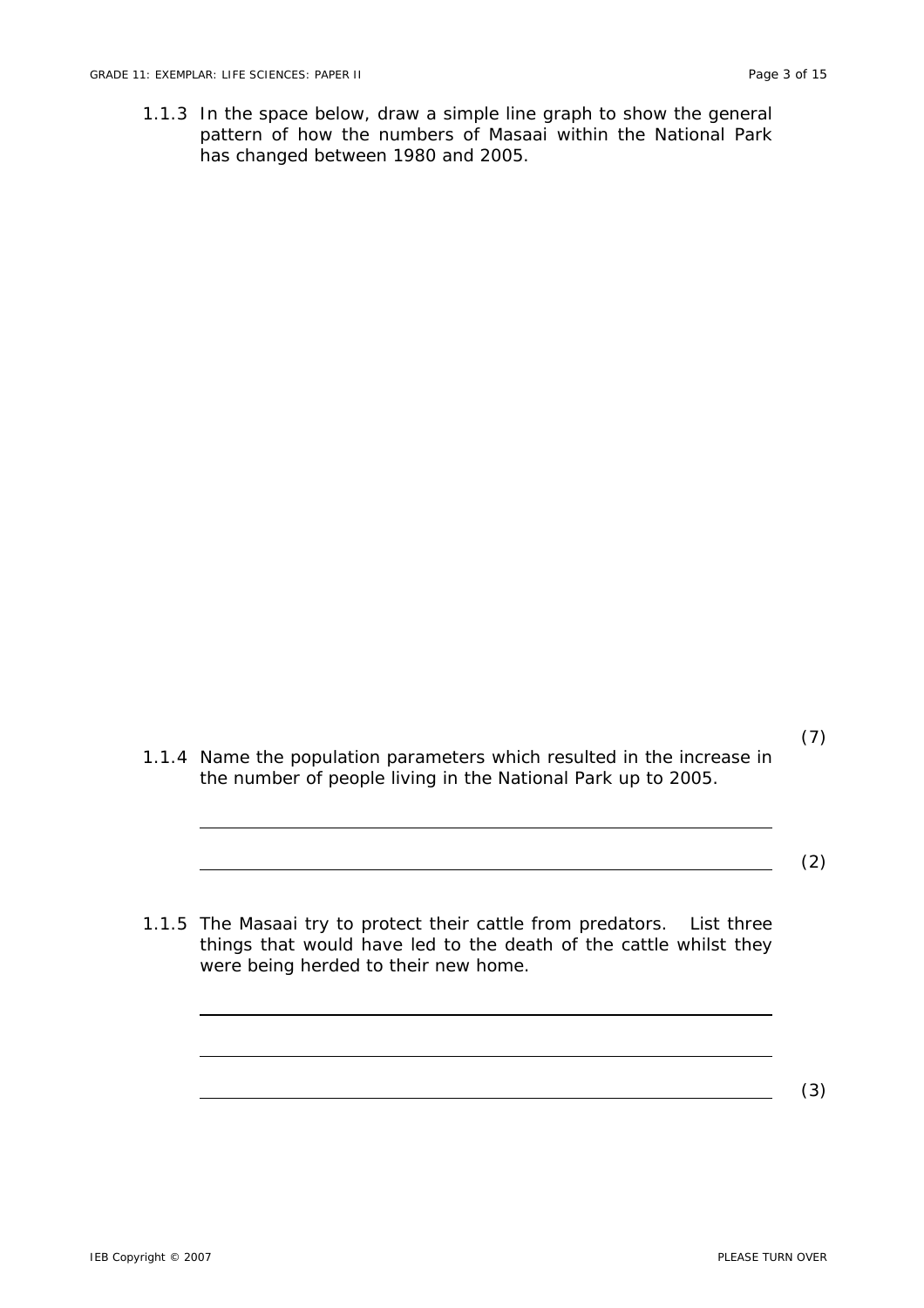1.1.3 In the space below, draw a simple line graph to show the general pattern of how the numbers of Masaai within the National Park has changed between 1980 and 2005.

(7)

1.1.4 Name the population parameters which resulted in the increase in the number of people living in the National Park up to 2005.

(2)

1.1.5 The Masaai try to protect their cattle from predators. List three things that would have led to the death of the cattle whilst they were being herded to their new home.

(3)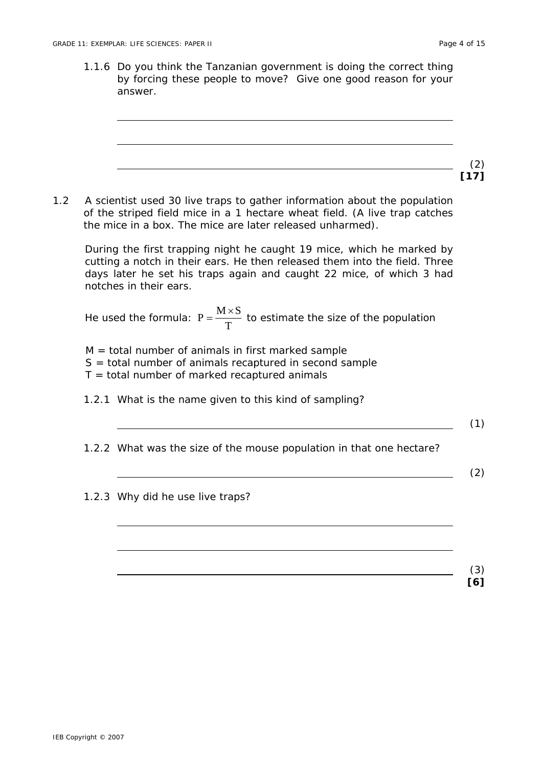1.1.6 Do you think the Tanzanian government is doing the correct thing by forcing these people to move? Give one good reason for your answer.

______________________________________________________________

______________________________________________________________

______________________________________________________________ (2)

**[17]**

1.2 A scientist used 30 live traps to gather information about the population of the striped field mice in a 1 hectare wheat field. (A live trap catches the mice in a box. The mice are later released unharmed).

During the first trapping night he caught 19 mice, which he marked by cutting a notch in their ears. He then released them into the field. Three days later he set his traps again and caught 22 mice, of which 3 had notches in their ears.

He used the formula: $P = \frac{M \times S}{T}$ to estimate the size of the population

M = total number of animals in first marked sample
S = total number of animals recaptured in second sample
T = total number of marked recaptured animals

1.2.1 What is the name given to this kind of sampling?

______________________________________________________________ (1)

1.2.2 What was the size of the mouse population in that one hectare?

______________________________________________________________ (2)

1.2.3 Why did he use live traps?

______________________________________________________________

______________________________________________________________

______________________________________________________________ (3)

**[6]**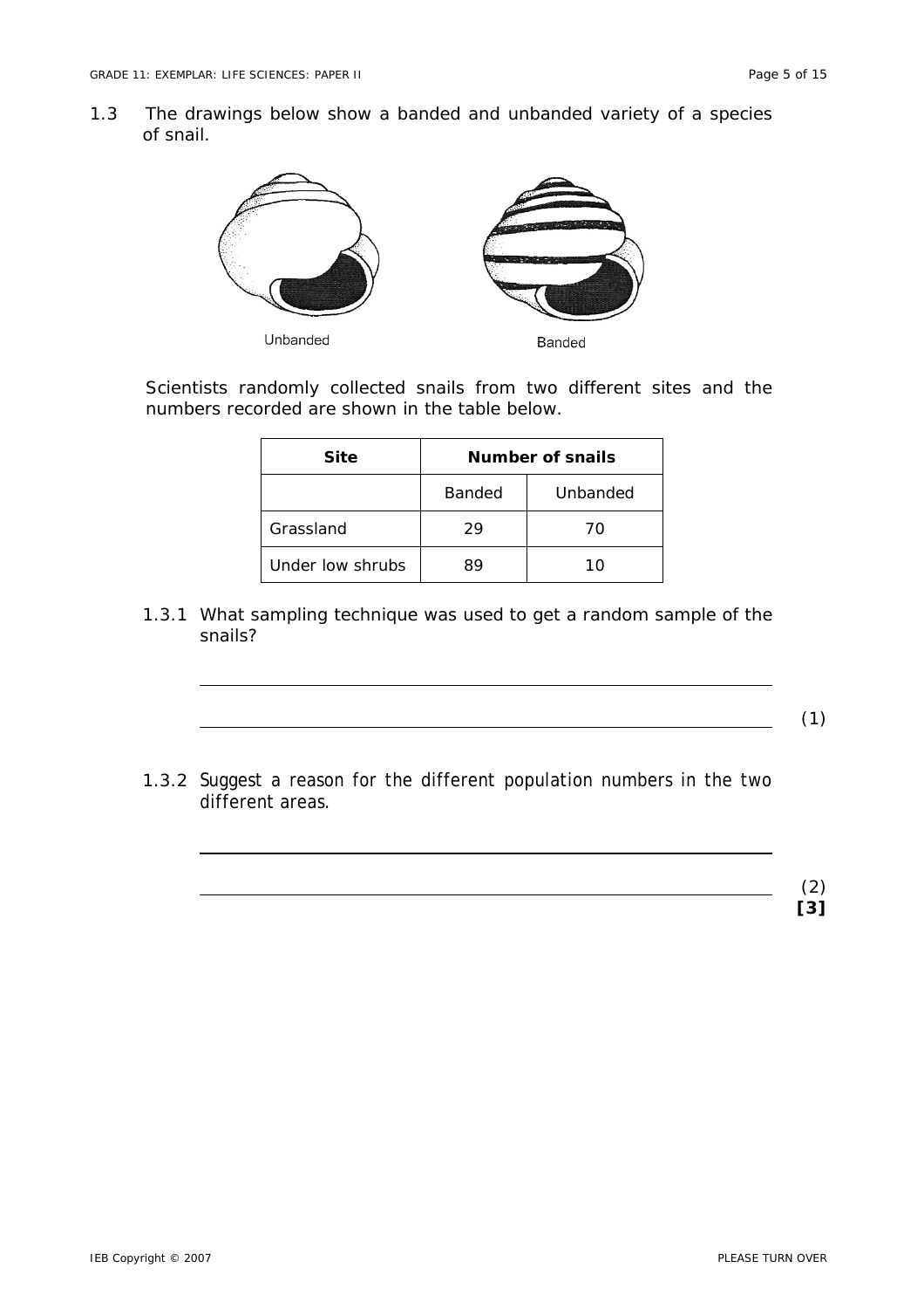1.3 The drawings below show a banded and unbanded variety of a species of snail.

Unbanded Banded

Scientists randomly collected snails from two different sites and the numbers recorded are shown in the table below.

| Site | Number of snails | |
|---|---|---|
| | Banded | Unbanded |
| Grassland | 29 | 70 |
| Under low shrubs | 89 | 10 |

1.3.1 What sampling technique was used to get a random sample of the snails?

(1)

1.3.2 *Suggest a reason for the different population numbers in the two different areas.*

(2)
**[3]**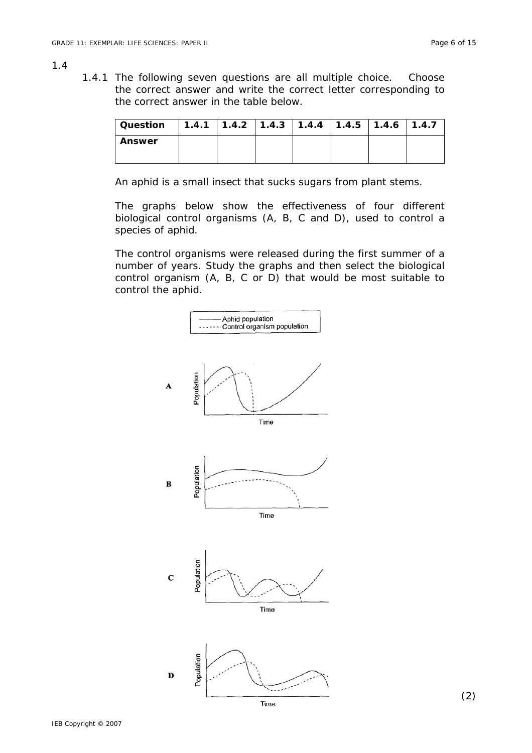1.4

1.4.1 The following seven questions are all multiple choice. Choose the correct answer and write the correct letter corresponding to the correct answer in the table below.

| Question | 1.4.1 | 1.4.2 | 1.4.3 | 1.4.4 | 1.4.5 | 1.4.6 | 1.4.7 |
|---|---|---|---|---|---|---|---|
| Answer | | | | | | | |

An aphid is a small insect that sucks sugars from plant stems.

The graphs below show the effectiveness of four different biological control organisms (A, B, C and D), used to control a species of aphid.

The control organisms were released during the first summer of a number of years. Study the graphs and then select the biological control organism (A, B, C or D) that would be most suitable to control the aphid.

(2)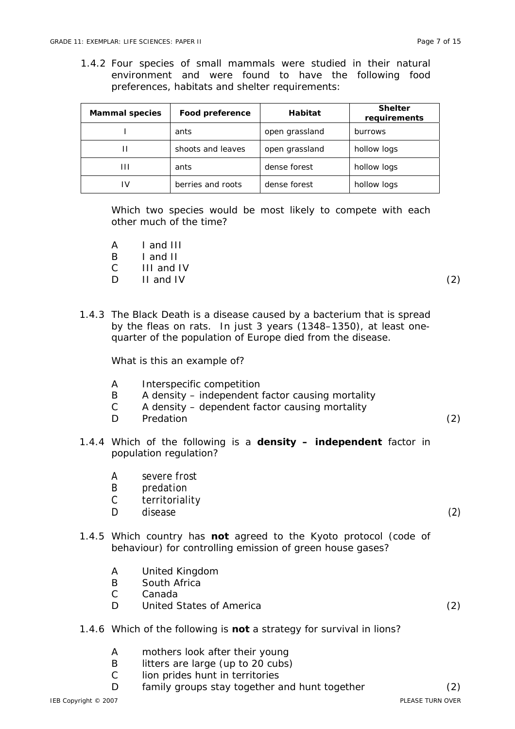1.4.2 Four species of small mammals were studied in their natural environment and were found to have the following food preferences, habitats and shelter requirements:

| Mammal species | Food preference | Habitat | Shelter requirements |
|---|---|---|---|
| I | ants | open grassland | burrows |
| II | shoots and leaves | open grassland | hollow logs |
| III | ants | dense forest | hollow logs |
| IV | berries and roots | dense forest | hollow logs |

Which two species would be most likely to compete with each other much of the time?

A I and III
B I and II
C III and IV
D II and IV (2)

1.4.3 The Black Death is a disease caused by a bacterium that is spread by the fleas on rats. In just 3 years (1348–1350), at least one-quarter of the population of Europe died from the disease.

What is this an example of?

A Interspecific competition
B A density – independent factor causing mortality
C A density – dependent factor causing mortality
D Predation (2)

1.4.4 Which of the following is a **density – independent** factor in population regulation?

A severe frost
B predation
C territoriality
D disease (2)

1.4.5 Which country has **not** agreed to the Kyoto protocol (code of behaviour) for controlling emission of green house gases?

A United Kingdom
B South Africa
C Canada
D United States of America (2)

1.4.6 Which of the following is **not** a strategy for survival in lions?

A mothers look after their young
B litters are large (up to 20 cubs)
C lion prides hunt in territories
D family groups stay together and hunt together (2)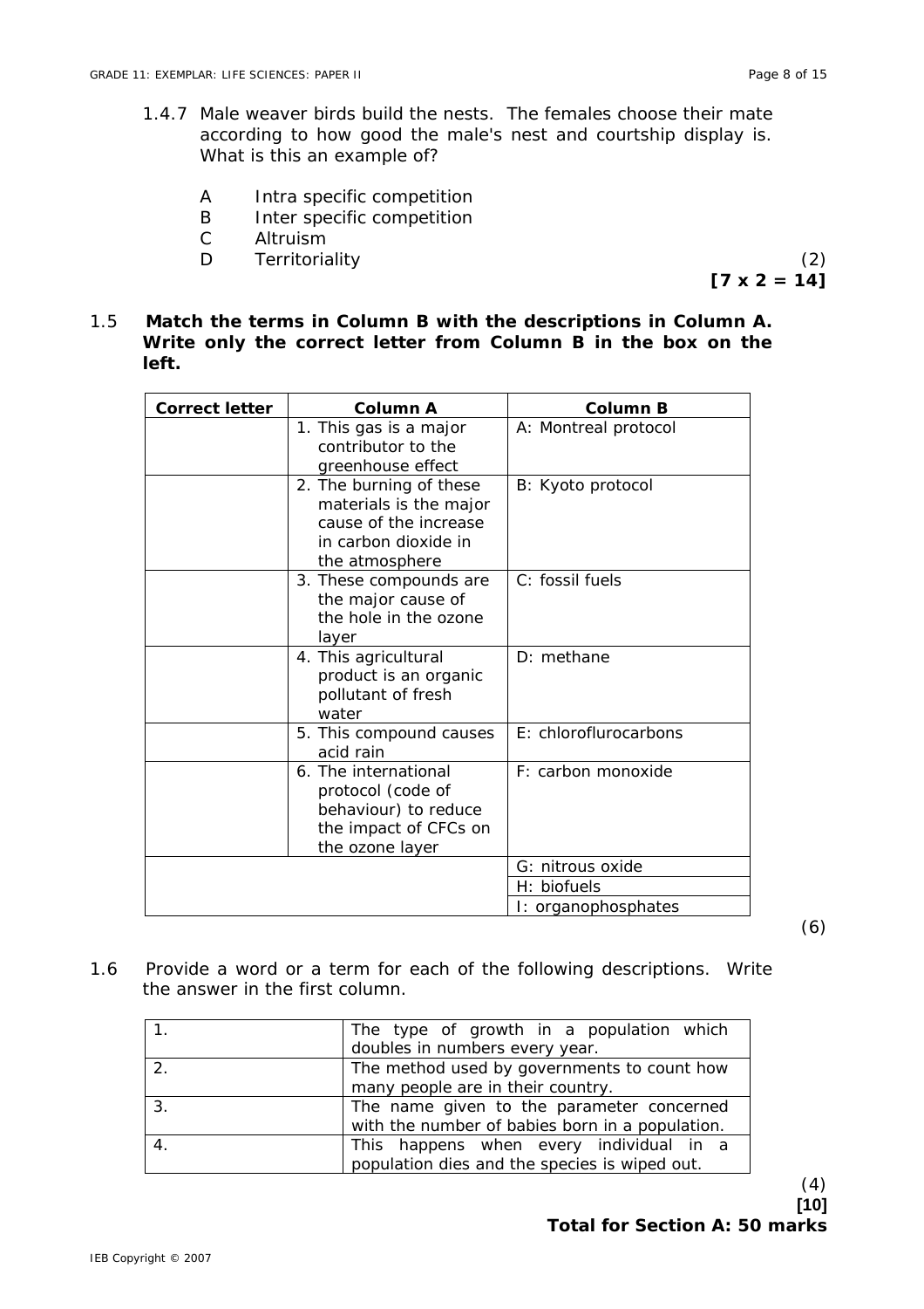1.4.7 Male weaver birds build the nests. The females choose their mate according to how good the male's nest and courtship display is. What is this an example of?

A Intra specific competition
B Inter specific competition
C Altruism
D Territoriality (2)

**[7 x 2 = 14]**

1.5 **Match the terms in Column B with the descriptions in Column A. Write only the correct letter from Column B in the box on the left.**

| Correct letter | Column A | Column B |
|---|---|---|
| | 1. This gas is a major contributor to the greenhouse effect | A: Montreal protocol |
| | 2. The burning of these materials is the major cause of the increase in carbon dioxide in the atmosphere | B: Kyoto protocol |
| | 3. These compounds are the major cause of the hole in the ozone layer | C: fossil fuels |
| | 4. This agricultural product is an organic pollutant of fresh water | D: methane |
| | 5. This compound causes acid rain | E: chloroflurocarbons |
| | 6. The international protocol (code of behaviour) to reduce the impact of CFCs on the ozone layer | F: carbon monoxide |
| | | G: nitrous oxide |
| | | H: biofuels |
| | | I: organophosphates |

(6)

1.6 Provide a word or a term for each of the following descriptions. Write the answer in the first column.

| | |
|---|---|
| 1. | The type of growth in a population which doubles in numbers every year. |
| 2. | The method used by governments to count how many people are in their country. |
| 3. | The name given to the parameter concerned with the number of babies born in a population. |
| 4. | This happens when every individual in a population dies and the species is wiped out. |

(4)

**[10]**

**Total for Section A: 50 marks**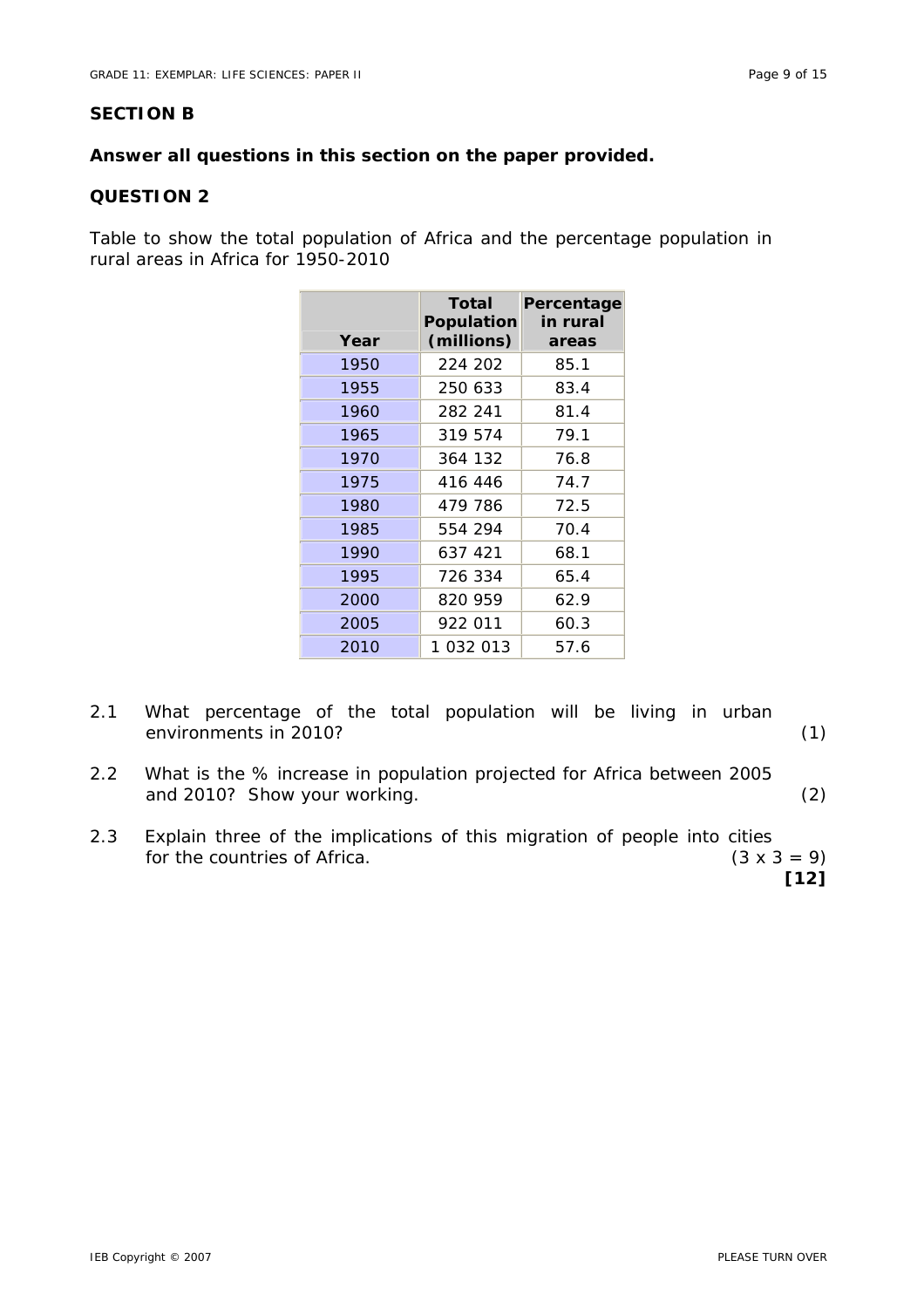## SECTION B

**Answer all questions in this section on the paper provided.**

## QUESTION 2

Table to show the total population of Africa and the percentage population in rural areas in Africa for 1950-2010

| Year | Total Population (millions) | Percentage in rural areas |
|---|---|---|
| 1950 | 224 202 | 85.1 |
| 1955 | 250 633 | 83.4 |
| 1960 | 282 241 | 81.4 |
| 1965 | 319 574 | 79.1 |
| 1970 | 364 132 | 76.8 |
| 1975 | 416 446 | 74.7 |
| 1980 | 479 786 | 72.5 |
| 1985 | 554 294 | 70.4 |
| 1990 | 637 421 | 68.1 |
| 1995 | 726 334 | 65.4 |
| 2000 | 820 959 | 62.9 |
| 2005 | 922 011 | 60.3 |
| 2010 | 1 032 013 | 57.6 |

2.1 What percentage of the total population will be living in urban environments in 2010? (1)

2.2 What is the % increase in population projected for Africa between 2005 and 2010? Show your working. (2)

2.3 Explain three of the implications of this migration of people into cities for the countries of Africa. (3 x 3 = 9)

**[12]**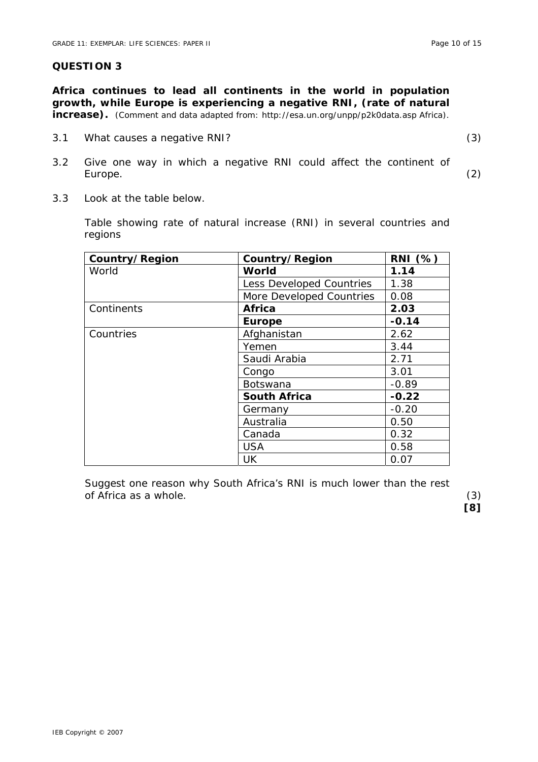## QUESTION 3

**Africa continues to lead all continents in the world in population growth, while Europe is experiencing a negative RNI, (rate of natural increase).** *(Comment and data adapted from: http://esa.un.org/unpp/p2k0data.asp Africa).*

3.1 What causes a negative RNI? (3)

3.2 Give one way in which a negative RNI could affect the continent of Europe. (2)

3.3 Look at the table below.

*Table showing rate of natural increase (RNI) in several countries and regions*

| Country/Region | Country/Region | RNI (%) |
|---|---|---|
| World | **World** | **1.14** |
| | Less Developed Countries | 1.38 |
| | More Developed Countries | 0.08 |
| Continents | **Africa** | **2.03** |
| | **Europe** | **-0.14** |
| Countries | Afghanistan | 2.62 |
| | Yemen | 3.44 |
| | Saudi Arabia | 2.71 |
| | Congo | 3.01 |
| | Botswana | -0.89 |
| | **South Africa** | **-0.22** |
| | Germany | -0.20 |
| | Australia | 0.50 |
| | Canada | 0.32 |
| | USA | 0.58 |
| | UK | 0.07 |

Suggest one reason why South Africa's RNI is much lower than the rest of Africa as a whole. (3)

**[8]**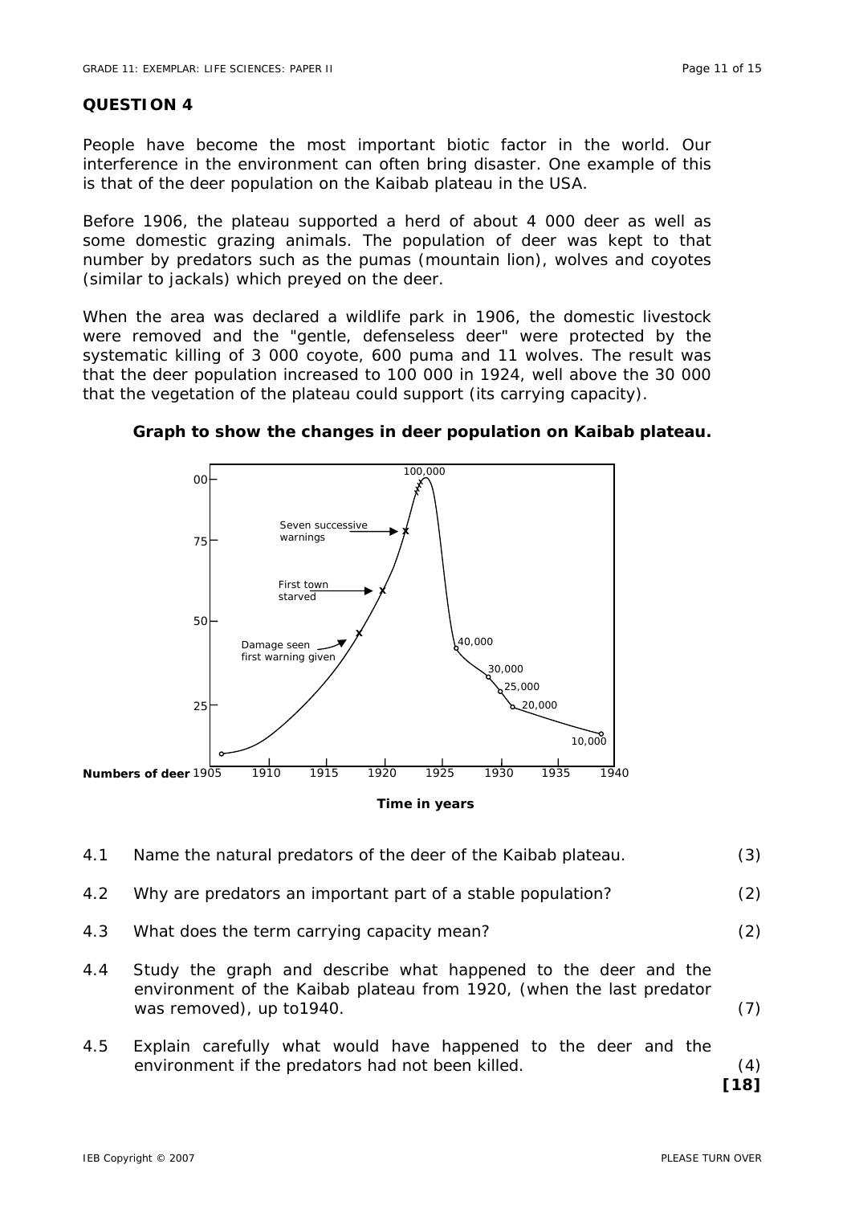## QUESTION 4

People have become the most important biotic factor in the world. Our interference in the environment can often bring disaster. One example of this is that of the deer population on the Kaibab plateau in the USA.

Before 1906, the plateau supported a herd of about 4 000 deer as well as some domestic grazing animals. The population of deer was kept to that number by predators such as the pumas (mountain lion), wolves and coyotes (similar to jackals) which preyed on the deer.

When the area was declared a wildlife park in 1906, the domestic livestock were removed and the "gentle, defenseless deer" were protected by the systematic killing of 3 000 coyote, 600 puma and 11 wolves. The result was that the deer population increased to 100 000 in 1924, well above the 30 000 that the vegetation of the plateau could support (its carrying capacity).

**Graph to show the changes in deer population on Kaibab plateau.**

00
75
50
25

Seven successive warnings
First town starved
Damage seen first warning given

100,000
40,000
30,000
25,000
20,000
10,000

Numbers of deer 1905 1910 1915 1920 1925 1930 1935 1940

**Time in years**

4.1 Name the natural predators of the deer of the Kaibab plateau. (3)

4.2 Why are predators an important part of a stable population? (2)

4.3 What does the term carrying capacity mean? (2)

4.4 Study the graph and describe what happened to the deer and the environment of the Kaibab plateau from 1920, (when the last predator was removed), up to1940. (7)

4.5 Explain carefully what would have happened to the deer and the environment if the predators had not been killed. (4)

**[18]**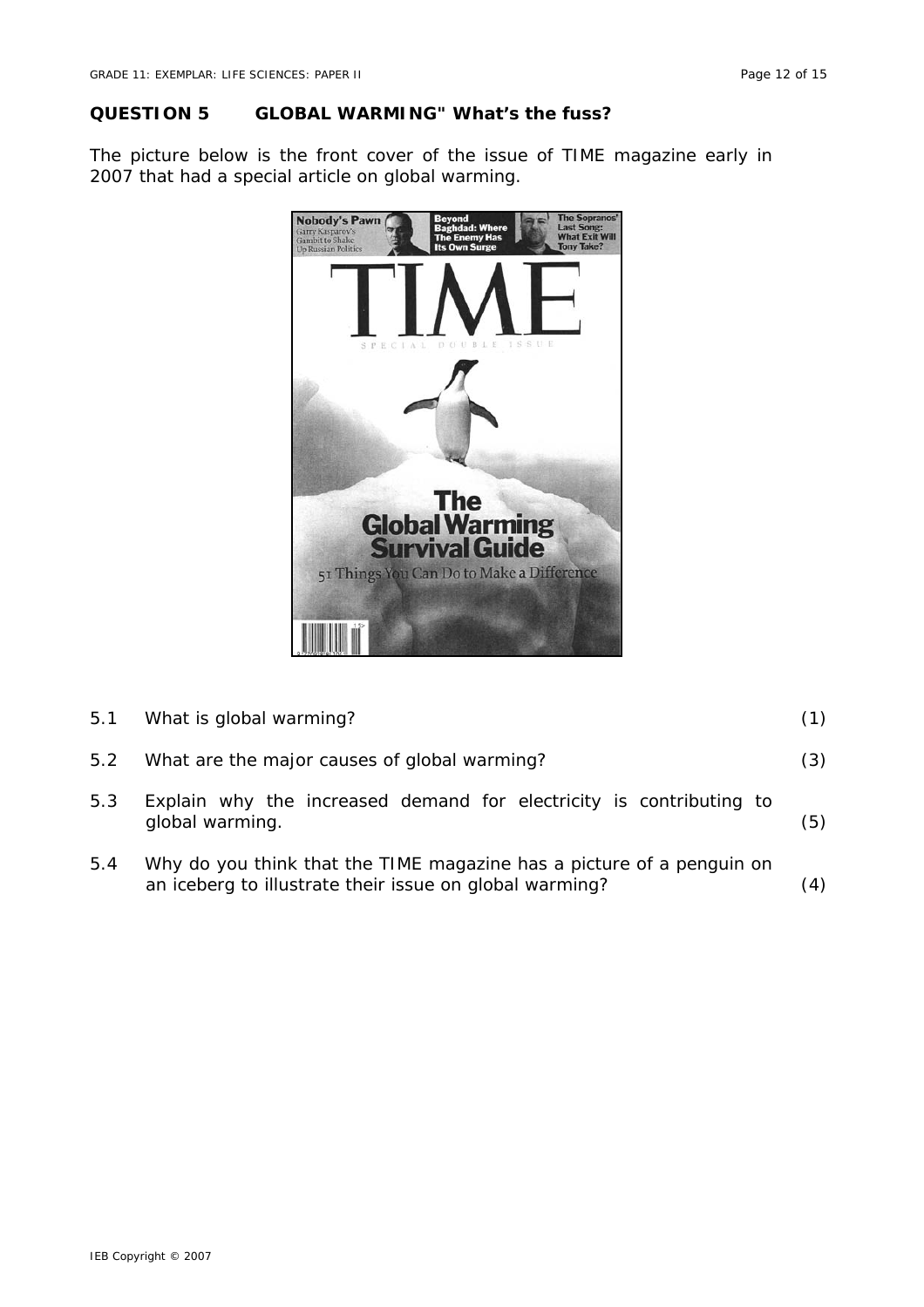## QUESTION 5 GLOBAL WARMING" What's the fuss?

The picture below is the front cover of the issue of TIME magazine early in 2007 that had a special article on global warming.

5.1 What is global warming? (1)

5.2 What are the major causes of global warming? (3)

5.3 Explain why the increased demand for electricity is contributing to global warming. (5)

5.4 Why do you think that the TIME magazine has a picture of a penguin on an iceberg to illustrate their issue on global warming? (4)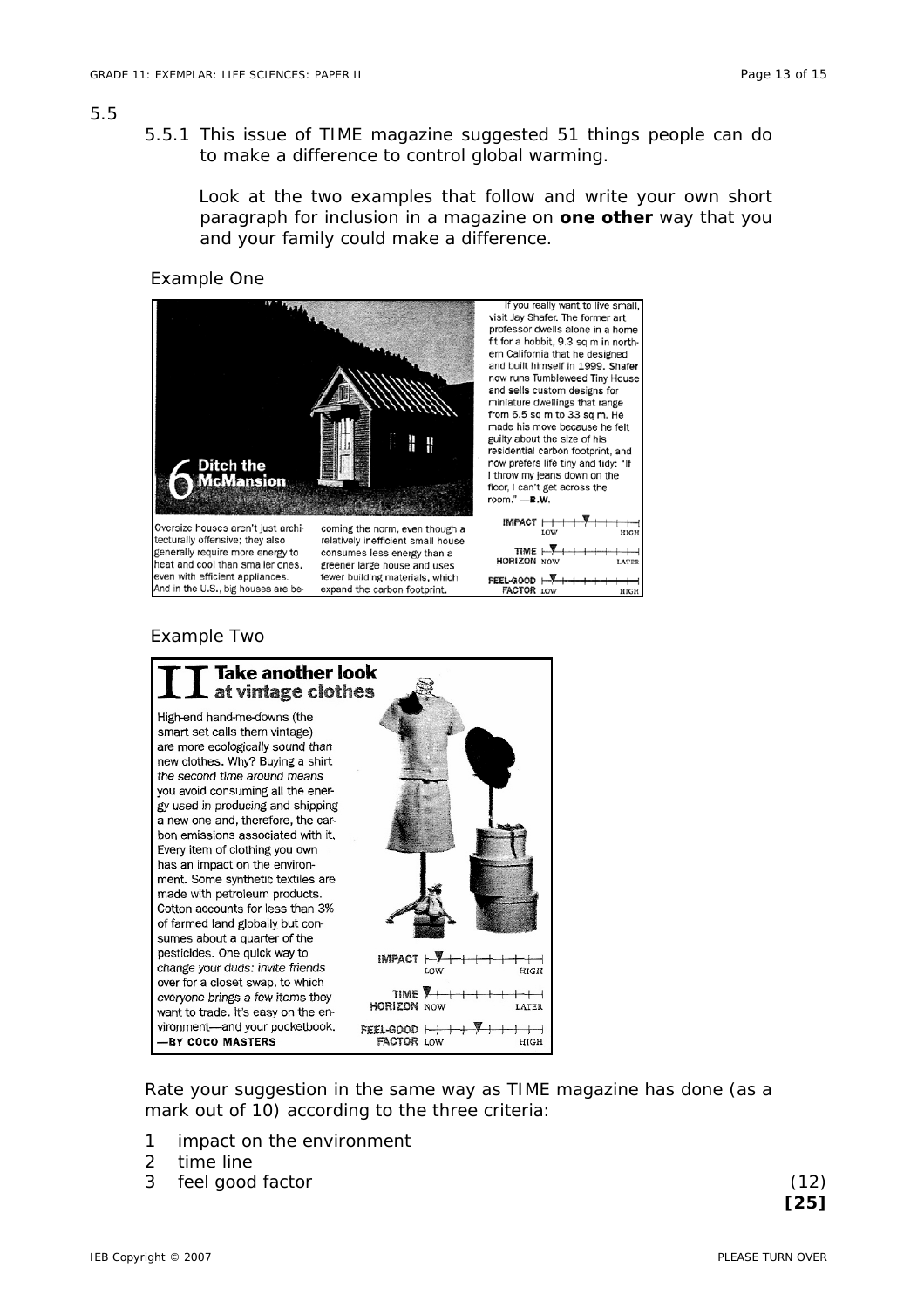5.5

5.5.1 This issue of TIME magazine suggested 51 things people can do to make a difference to control global warming.

Look at the two examples that follow and write your own short paragraph for inclusion in a magazine on **one other** way that you and your family could make a difference.

Example One

**6 Ditch the McMansion**

Oversize houses aren't just architecturally offensive; they also generally require more energy to heat and cool than smaller ones, even with efficient appliances. And in the U.S., big houses are becoming the norm, even though a relatively inefficient small house consumes less energy than a greener large house and uses fewer building materials, which expand the carbon footprint.

If you really want to live small, visit Jay Shafer. The former art professor dwells alone in a home fit for a hobbit, 9.3 sq m in northern California that he designed and built himself in 1999. Shafer now runs Tumbleweed Tiny House and sells custom designs for miniature dwellings that range from 6.5 sq m to 33 sq m. He made his move because he felt guilty about the size of his residential carbon footprint, and now prefers life tiny and tidy: "If I throw my jeans down on the floor, I can't get across the room." —B.W.

IMPACT (LOW – HIGH)
TIME HORIZON (NOW – LATER)
FEEL-GOOD FACTOR (LOW – HIGH)

Example Two

**11 Take another look at vintage clothes**

High-end hand-me-downs (the smart set calls them vintage) are more ecologically sound than new clothes. Why? Buying a shirt the second time around means you avoid consuming all the energy used in producing and shipping a new one and, therefore, the carbon emissions associated with it. Every item of clothing you own has an impact on the environment. Some synthetic textiles are made with petroleum products. Cotton accounts for less than 3% of farmed land globally but consumes about a quarter of the pesticides. One quick way to change your duds: invite friends over for a closet swap, to which everyone brings a few items they want to trade. It's easy on the environment—and your pocketbook.
—BY COCO MASTERS

IMPACT (LOW – HIGH)
TIME HORIZON (NOW – LATER)
FEEL-GOOD FACTOR (LOW – HIGH)

Rate your suggestion in the same way as TIME magazine has done (as a mark out of 10) according to the three criteria:

1. impact on the environment
2. time line
3. feel good factor

(12)

**[25]**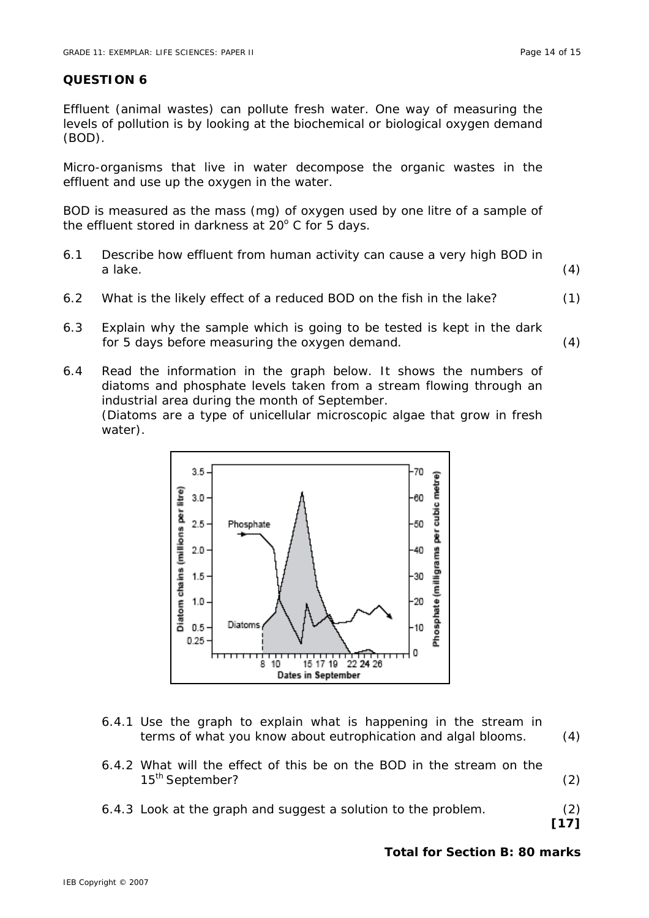## QUESTION 6

Effluent (animal wastes) can pollute fresh water. One way of measuring the levels of pollution is by looking at the biochemical or biological oxygen demand (BOD).

Micro-organisms that live in water decompose the organic wastes in the effluent and use up the oxygen in the water.

BOD is measured as the mass (mg) of oxygen used by one litre of a sample of the effluent stored in darkness at 20$^{o}$ C for 5 days.

6.1 Describe how effluent from human activity can cause a very high BOD in a lake. (4)

6.2 What is the likely effect of a reduced BOD on the fish in the lake? (1)

6.3 Explain why the sample which is going to be tested is kept in the dark for 5 days before measuring the oxygen demand. (4)

6.4 Read the information in the graph below. It shows the numbers of diatoms and phosphate levels taken from a stream flowing through an industrial area during the month of September.
(Diatoms are a type of unicellular microscopic algae that grow in fresh water).

6.4.1 Use the graph to explain what is happening in the stream in terms of what you know about eutrophication and algal blooms. (4)

6.4.2 What will the effect of this be on the BOD in the stream on the 15$^{th}$ September? (2)

6.4.3 Look at the graph and suggest a solution to the problem. (2)

**[17]**

**Total for Section B: 80 marks**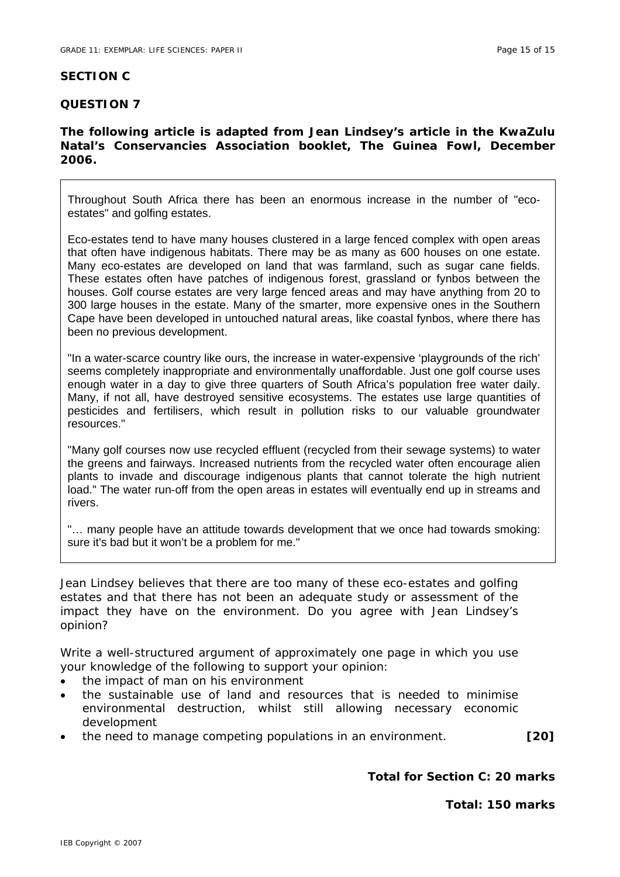## SECTION C

### QUESTION 7

**The following article is adapted from Jean Lindsey's article in the KwaZulu Natal's Conservancies Association booklet, The Guinea Fowl, December 2006.**

> Throughout South Africa there has been an enormous increase in the number of "eco-estates" and golfing estates.
>
> Eco-estates tend to have many houses clustered in a large fenced complex with open areas that often have indigenous habitats. There may be as many as 600 houses on one estate. Many eco-estates are developed on land that was farmland, such as sugar cane fields. These estates often have patches of indigenous forest, grassland or fynbos between the houses. Golf course estates are very large fenced areas and may have anything from 20 to 300 large houses in the estate. Many of the smarter, more expensive ones in the Southern Cape have been developed in untouched natural areas, like coastal fynbos, where there has been no previous development.
>
> "In a water-scarce country like ours, the increase in water-expensive 'playgrounds of the rich' seems completely inappropriate and environmentally unaffordable. Just one golf course uses enough water in a day to give three quarters of South Africa's population free water daily. Many, if not all, have destroyed sensitive ecosystems. The estates use large quantities of pesticides and fertilisers, which result in pollution risks to our valuable groundwater resources."
>
> "Many golf courses now use recycled effluent (recycled from their sewage systems) to water the greens and fairways. Increased nutrients from the recycled water often encourage alien plants to invade and discourage indigenous plants that cannot tolerate the high nutrient load." The water run-off from the open areas in estates will eventually end up in streams and rivers.
>
> "… many people have an attitude towards development that we once had towards smoking: sure it's bad but it won't be a problem for me."

Jean Lindsey believes that there are too many of these eco-estates and golfing estates and that there has not been an adequate study or assessment of the impact they have on the environment. Do you agree with Jean Lindsey's opinion?

Write a well-structured argument of approximately one page in which you use your knowledge of the following to support your opinion:

- the impact of man on his environment
- the sustainable use of land and resources that is needed to minimise environmental destruction, whilst still allowing necessary economic development
- the need to manage competing populations in an environment. **[20]**

**Total for Section C: 20 marks**

**Total: 150 marks**